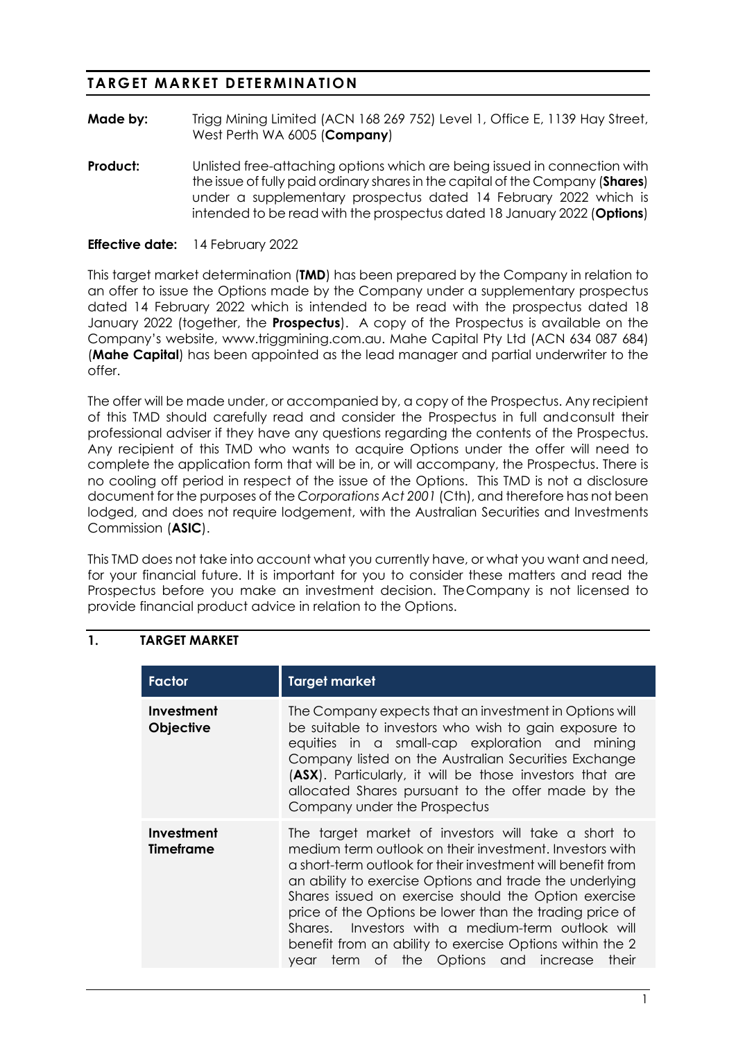# TARGET MARKET DETERMINATION

**Made by:** Trigg Mining Limited (ACN 168 269 752) Level 1, Office E, 1139 Hay Street, West Perth WA 6005 (**Company**)

**Product:** Unlisted free-attaching options which are being issued in connection with the issue of fully paid ordinary shares in the capital of the Company (**Shares**) under a supplementary prospectus dated 14 February 2022 which is intended to be read with the prospectus dated 18 January 2022 (**Options**)

**Effective date:** 14 February 2022

This target market determination (**TMD**) has been prepared by the Company in relation to an offer to issue the Options made by the Company under a supplementary prospectus dated 14 February 2022 which is intended to be read with the prospectus dated 18 January 2022 (together, the **Prospectus**). A copy of the Prospectus is available on the Company's website, www.triggmining.com.au. Mahe Capital Pty Ltd (ACN 634 087 684) (**Mahe Capital**) has been appointed as the lead manager and partial underwriter to the offer.

The offer will be made under, or accompanied by, a copy of the Prospectus. Any recipient of this TMD should carefully read and consider the Prospectus in full andconsult their professional adviser if they have any questions regarding the contents of the Prospectus. Any recipient of this TMD who wants to acquire Options under the offer will need to complete the application form that will be in, or will accompany, the Prospectus. There is no cooling off period in respect of the issue of the Options. This TMD is not a disclosure document for the purposes of the *Corporations Act 2001* (Cth), and therefore has not been lodged, and does not require lodgement, with the Australian Securities and Investments Commission (**ASIC**).

This TMD does not take into account what you currently have, or what you want and need, for your financial future. It is important for you to consider these matters and read the Prospectus before you make an investment decision. TheCompany is not licensed to provide financial product advice in relation to the Options.

## 1. TARGET MARKET

| Factor | Target market |
|---|---|
| **Investment Objective** | The Company expects that an investment in Options will be suitable to investors who wish to gain exposure to equities in a small-cap exploration and mining Company listed on the Australian Securities Exchange (**ASX**). Particularly, it will be those investors that are allocated Shares pursuant to the offer made by the Company under the Prospectus |
| **Investment Timeframe** | The target market of investors will take a short to medium term outlook on their investment. Investors with a short-term outlook for their investment will benefit from an ability to exercise Options and trade the underlying Shares issued on exercise should the Option exercise price of the Options be lower than the trading price of Shares. Investors with a medium-term outlook will benefit from an ability to exercise Options within the 2 year term of the Options and increase their |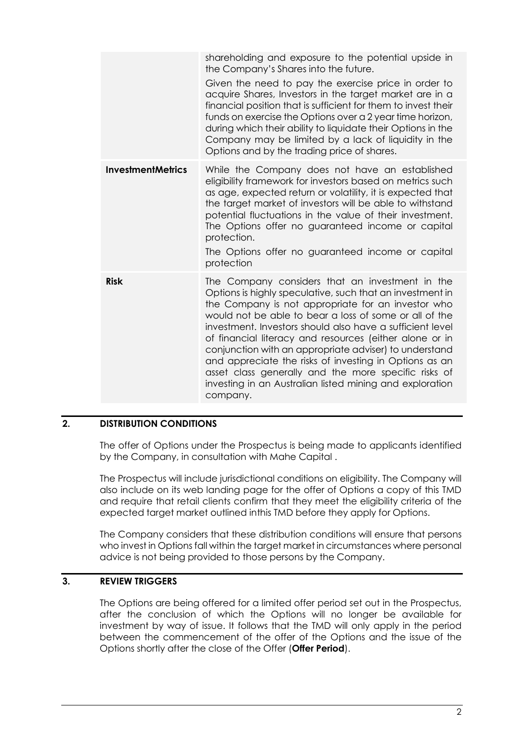| | |
|---|---|
| | shareholding and exposure to the potential upside in the Company's Shares into the future.<br><br>Given the need to pay the exercise price in order to acquire Shares, Investors in the target market are in a financial position that is sufficient for them to invest their funds on exercise the Options over a 2 year time horizon, during which their ability to liquidate their Options in the Company may be limited by a lack of liquidity in the Options and by the trading price of shares. |
| **InvestmentMetrics** | While the Company does not have an established eligibility framework for investors based on metrics such as age, expected return or volatility, it is expected that the target market of investors will be able to withstand potential fluctuations in the value of their investment. The Options offer no guaranteed income or capital protection.<br><br>The Options offer no guaranteed income or capital protection |
| **Risk** | The Company considers that an investment in the Options is highly speculative, such that an investment in the Company is not appropriate for an investor who would not be able to bear a loss of some or all of the investment. Investors should also have a sufficient level of financial literacy and resources (either alone or in conjunction with an appropriate adviser) to understand and appreciate the risks of investing in Options as an asset class generally and the more specific risks of investing in an Australian listed mining and exploration company. |

## 2. DISTRIBUTION CONDITIONS

The offer of Options under the Prospectus is being made to applicants identified by the Company, in consultation with Mahe Capital .

The Prospectus will include jurisdictional conditions on eligibility. The Company will also include on its web landing page for the offer of Options a copy of this TMD and require that retail clients confirm that they meet the eligibility criteria of the expected target market outlined inthis TMD before they apply for Options.

The Company considers that these distribution conditions will ensure that persons who invest in Options fall within the target market in circumstances where personal advice is not being provided to those persons by the Company.

## 3. REVIEW TRIGGERS

The Options are being offered for a limited offer period set out in the Prospectus, after the conclusion of which the Options will no longer be available for investment by way of issue. It follows that the TMD will only apply in the period between the commencement of the offer of the Options and the issue of the Options shortly after the close of the Offer (**Offer Period**).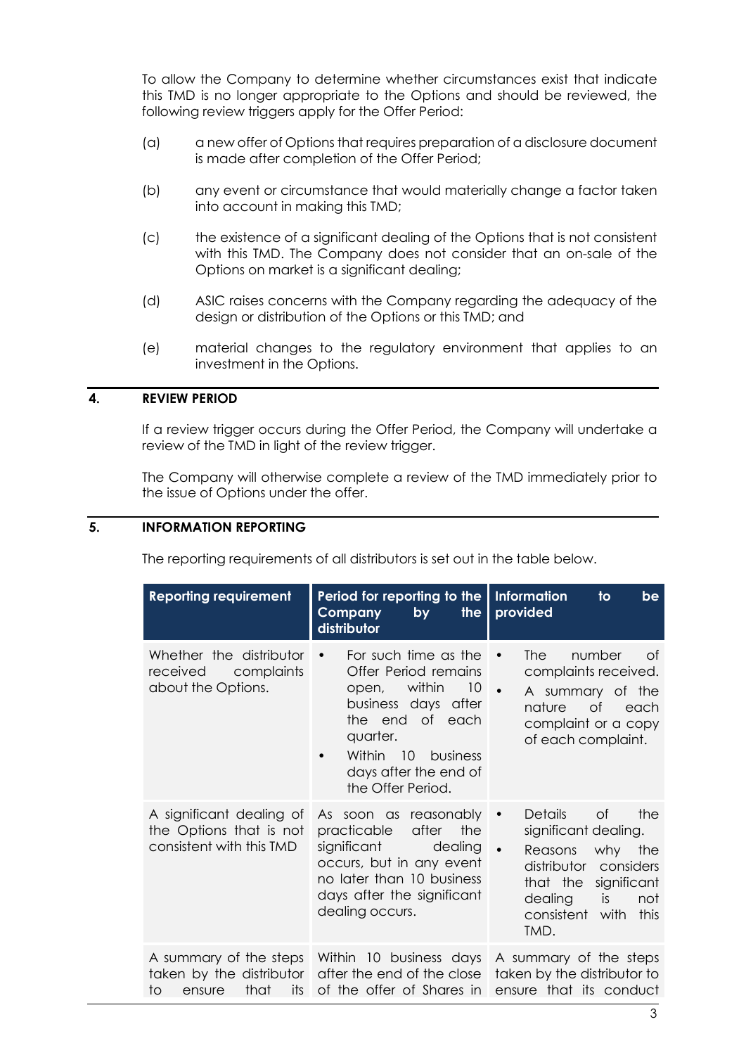To allow the Company to determine whether circumstances exist that indicate this TMD is no longer appropriate to the Options and should be reviewed, the following review triggers apply for the Offer Period:

(a) a new offer of Options that requires preparation of a disclosure document is made after completion of the Offer Period;

(b) any event or circumstance that would materially change a factor taken into account in making this TMD;

(c) the existence of a significant dealing of the Options that is not consistent with this TMD. The Company does not consider that an on-sale of the Options on market is a significant dealing;

(d) ASIC raises concerns with the Company regarding the adequacy of the design or distribution of the Options or this TMD; and

(e) material changes to the regulatory environment that applies to an investment in the Options.

## 4. REVIEW PERIOD

If a review trigger occurs during the Offer Period, the Company will undertake a review of the TMD in light of the review trigger.

The Company will otherwise complete a review of the TMD immediately prior to the issue of Options under the offer.

## 5. INFORMATION REPORTING

The reporting requirements of all distributors is set out in the table below.

| Reporting requirement | Period for reporting to the Company by the distributor | Information to be provided |
|---|---|---|
| Whether the distributor received complaints about the Options. | • For such time as the Offer Period remains open, within 10 business days after the end of each quarter.<br>• Within 10 business days after the end of the Offer Period. | • The number of complaints received.<br>• A summary of the nature of each complaint or a copy of each complaint. |
| A significant dealing of the Options that is not consistent with this TMD | As soon as reasonably practicable after the significant dealing occurs, but in any event no later than 10 business days after the significant dealing occurs. | • Details of the significant dealing.<br>• Reasons why the distributor considers that the significant dealing is not consistent with this TMD. |
| A summary of the steps taken by the distributor to ensure that its | Within 10 business days after the end of the close of the offer of Shares in | A summary of the steps taken by the distributor to ensure that its conduct |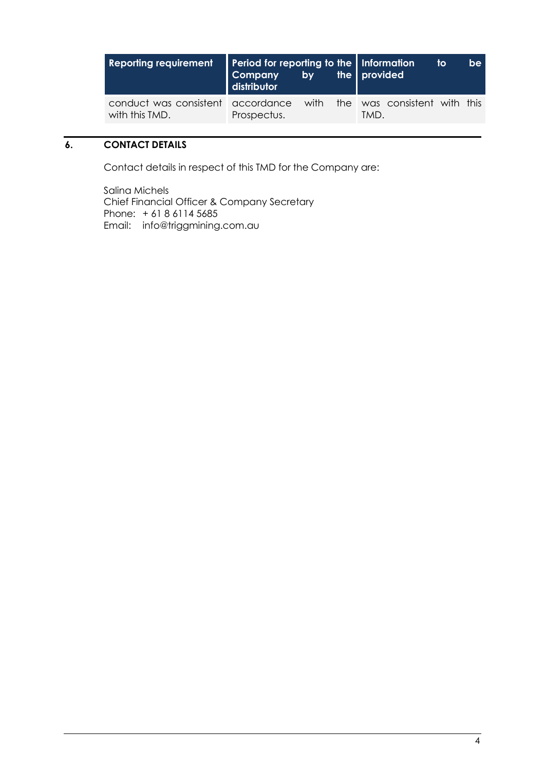| Reporting requirement | Period for reporting to the Company by the distributor | Information to be provided |
|---|---|---|
| conduct was consistent with this TMD. | accordance with the Prospectus. | was consistent with this TMD. |

## 6. CONTACT DETAILS

Contact details in respect of this TMD for the Company are:

Salina Michels
Chief Financial Officer & Company Secretary
Phone: + 61 8 6114 5685
Email: info@triggmining.com.au